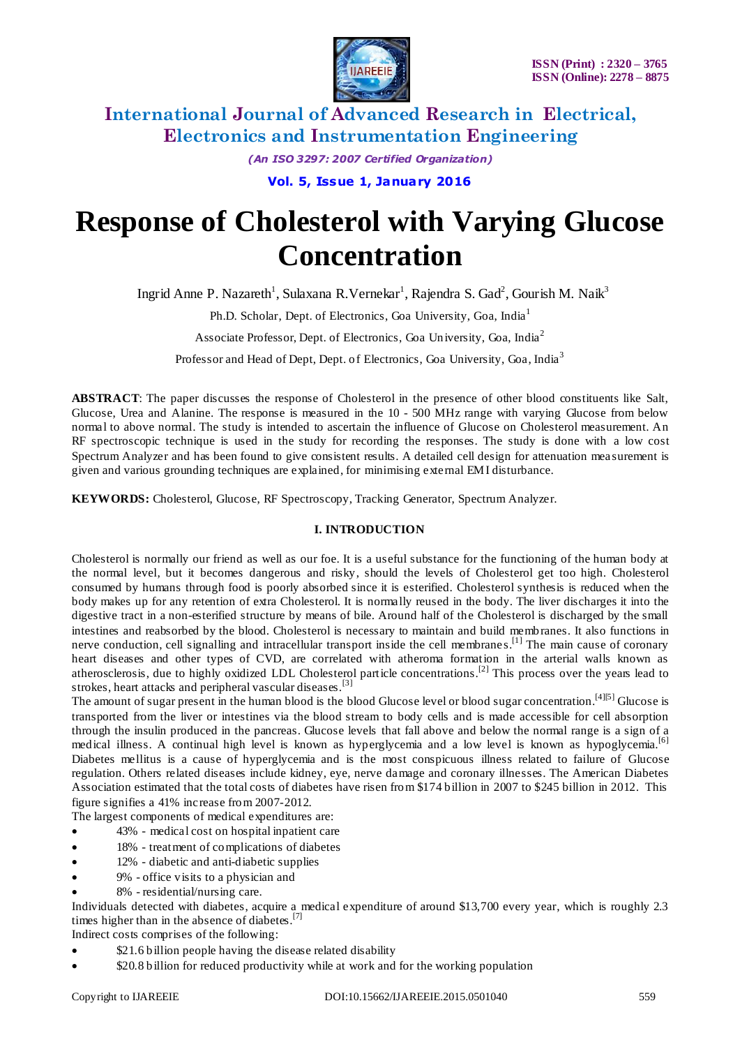# Response of Cholesterol with Varying Glucose Concentration

Ingrid Anne P. Nazareth[1], Sulaxana R.Vernekar[1], Rajendra S. Gad[2], Gourish M. Naik[3]

Ph.D. Scholar, Dept. of Electronics, Goa University, Goa, India[1]

Associate Professor, Dept. of Electronics, Goa University, Goa, India[2]

Professor and Head of Dept, Dept. of Electronics, Goa University, Goa, India[3]

**ABSTRACT**: The paper discusses the response of Cholesterol in the presence of other blood constituents like Salt, Glucose, Urea and Alanine. The response is measured in the 10 - 500 MHz range with varying Glucose from below normal to above normal. The study is intended to ascertain the influence of Glucose on Cholesterol measurement. An RF spectroscopic technique is used in the study for recording the responses. The study is done with a low cost Spectrum Analyzer and has been found to give consistent results. A detailed cell design for attenuation measurement is given and various grounding techniques are explained, for minimising external EMI disturbance.

**KEYWORDS:** Cholesterol, Glucose, RF Spectroscopy, Tracking Generator, Spectrum Analyzer.

## I. INTRODUCTION

Cholesterol is normally our friend as well as our foe. It is a useful substance for the functioning of the human body at the normal level, but it becomes dangerous and risky, should the levels of Cholesterol get too high. Cholesterol consumed by humans through food is poorly absorbed since it is esterified. Cholesterol synthesis is reduced when the body makes up for any retention of extra Cholesterol. It is normally reused in the body. The liver discharges it into the digestive tract in a non-esterified structure by means of bile. Around half of the Cholesterol is discharged by the small intestines and reabsorbed by the blood. Cholesterol is necessary to maintain and build membranes. It also functions in nerve conduction, cell signalling and intracellular transport inside the cell membranes.[1] The main cause of coronary heart diseases and other types of CVD, are correlated with atheroma formation in the arterial walls known as atherosclerosis, due to highly oxidized LDL Cholesterol particle concentrations.[2] This process over the years lead to strokes, heart attacks and peripheral vascular diseases.[3]

The amount of sugar present in the human blood is the blood Glucose level or blood sugar concentration.[4][5] Glucose is transported from the liver or intestines via the blood stream to body cells and is made accessible for cell absorption through the insulin produced in the pancreas. Glucose levels that fall above and below the normal range is a sign of a medical illness. A continual high level is known as hyperglycemia and a low level is known as hypoglycemia.[6] Diabetes mellitus is a cause of hyperglycemia and is the most conspicuous illness related to failure of Glucose regulation. Others related diseases include kidney, eye, nerve damage and coronary illnesses. The American Diabetes Association estimated that the total costs of diabetes have risen from $174 billion in 2007 to $245 billion in 2012. This figure signifies a 41% increase from 2007-2012.

The largest components of medical expenditures are:

- 43% - medical cost on hospital inpatient care
- 18% - treatment of complications of diabetes
- 12% - diabetic and anti-diabetic supplies
- 9% - office visits to a physician and
- 8% - residential/nursing care.

Individuals detected with diabetes, acquire a medical expenditure of around $13,700 every year, which is roughly 2.3 times higher than in the absence of diabetes.[7]

Indirect costs comprises of the following:

- $21.6 billion people having the disease related disability
- $20.8 billion for reduced productivity while at work and for the working population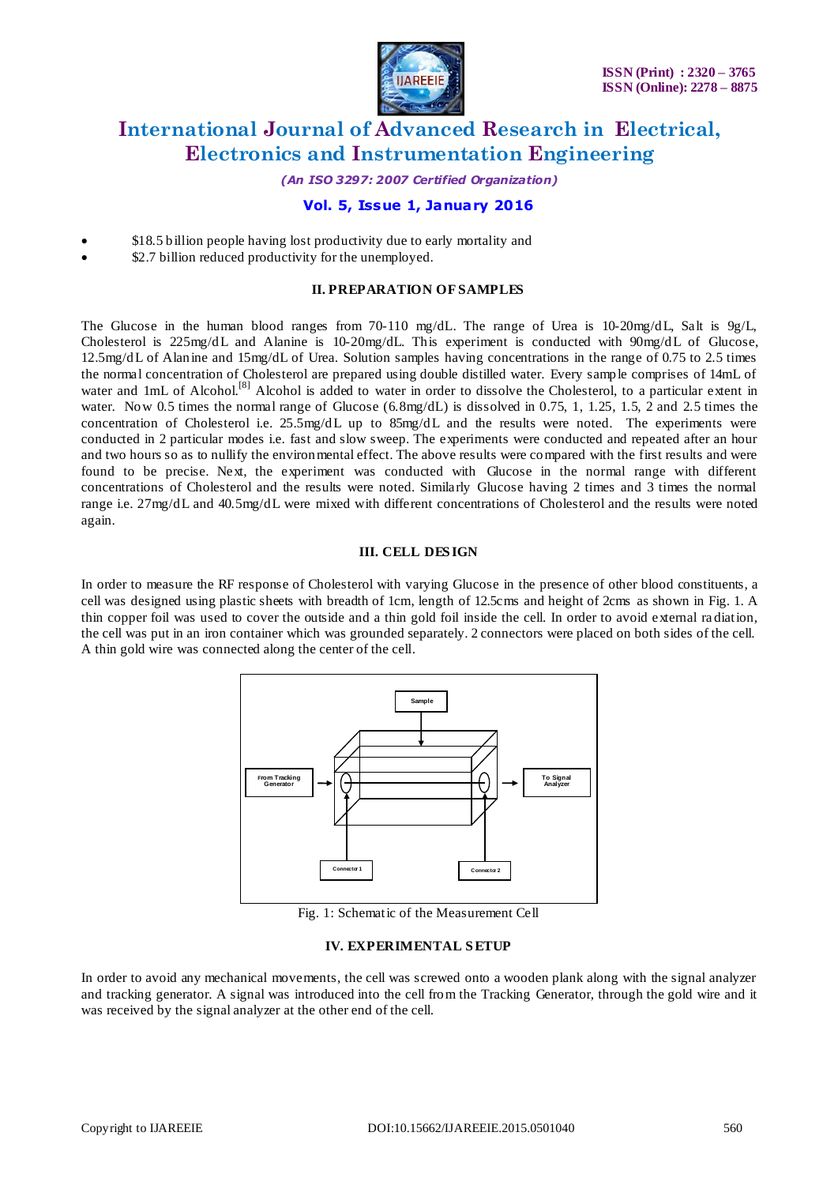- \$18.5 billion people having lost productivity due to early mortality and
- \$2.7 billion reduced productivity for the unemployed.

## II. PREPARATION OF SAMPLES

The Glucose in the human blood ranges from 70-110 mg/dL. The range of Urea is 10-20mg/dL, Salt is 9g/L, Cholesterol is 225mg/dL and Alanine is 10-20mg/dL. This experiment is conducted with 90mg/dL of Glucose, 12.5mg/dL of Alanine and 15mg/dL of Urea. Solution samples having concentrations in the range of 0.75 to 2.5 times the normal concentration of Cholesterol are prepared using double distilled water. Every sample comprises of 14mL of water and 1mL of Alcohol.[8] Alcohol is added to water in order to dissolve the Cholesterol, to a particular extent in water. Now 0.5 times the normal range of Glucose (6.8mg/dL) is dissolved in 0.75, 1, 1.25, 1.5, 2 and 2.5 times the concentration of Cholesterol i.e. 25.5mg/dL up to 85mg/dL and the results were noted. The experiments were conducted in 2 particular modes i.e. fast and slow sweep. The experiments were conducted and repeated after an hour and two hours so as to nullify the environmental effect. The above results were compared with the first results and were found to be precise. Next, the experiment was conducted with Glucose in the normal range with different concentrations of Cholesterol and the results were noted. Similarly Glucose having 2 times and 3 times the normal range i.e. 27mg/dL and 40.5mg/dL were mixed with different concentrations of Cholesterol and the results were noted again.

## III. CELL DESIGN

In order to measure the RF response of Cholesterol with varying Glucose in the presence of other blood constituents, a cell was designed using plastic sheets with breadth of 1cm, length of 12.5cms and height of 2cms as shown in Fig. 1. A thin copper foil was used to cover the outside and a thin gold foil inside the cell. In order to avoid external radiation, the cell was put in an iron container which was grounded separately. 2 connectors were placed on both sides of the cell. A thin gold wire was connected along the center of the cell.

Sample

From Tracking Generator

To Signal Analyzer

Connector 1

Connector 2

Fig. 1: Schematic of the Measurement Cell

## IV. EXPERIMENTAL SETUP

In order to avoid any mechanical movements, the cell was screwed onto a wooden plank along with the signal analyzer and tracking generator. A signal was introduced into the cell from the Tracking Generator, through the gold wire and it was received by the signal analyzer at the other end of the cell.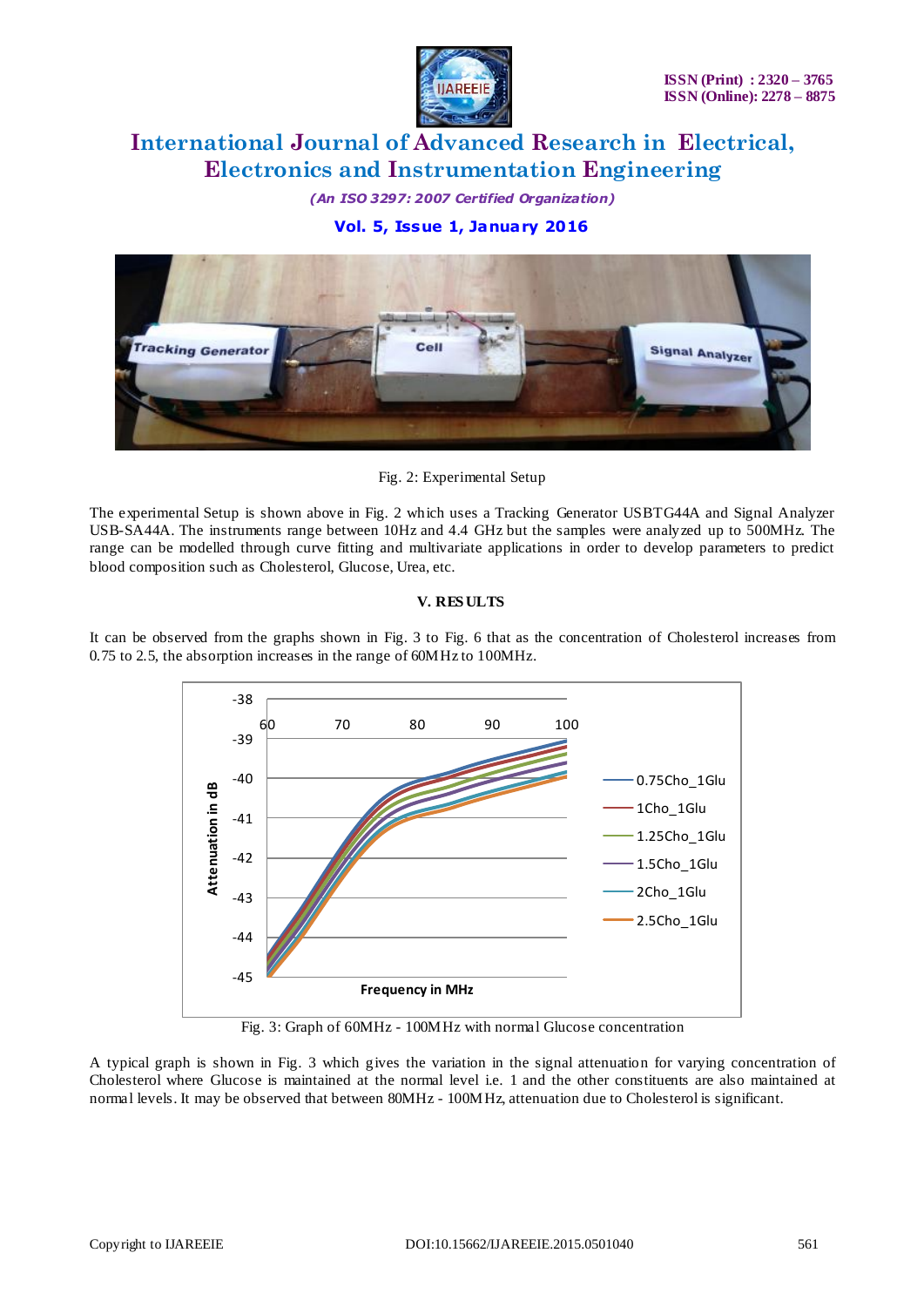Fig. 2: Experimental Setup

The experimental Setup is shown above in Fig. 2 which uses a Tracking Generator USBTG44A and Signal Analyzer USB-SA44A. The instruments range between 10Hz and 4.4 GHz but the samples were analyzed up to 500MHz. The range can be modelled through curve fitting and multivariate applications in order to develop parameters to predict blood composition such as Cholesterol, Glucose, Urea, etc.

## V. RESULTS

It can be observed from the graphs shown in Fig. 3 to Fig. 6 that as the concentration of Cholesterol increases from 0.75 to 2.5, the absorption increases in the range of 60MHz to 100MHz.

Fig. 3: Graph of 60MHz - 100MHz with normal Glucose concentration

A typical graph is shown in Fig. 3 which gives the variation in the signal attenuation for varying concentration of Cholesterol where Glucose is maintained at the normal level i.e. 1 and the other constituents are also maintained at normal levels. It may be observed that between 80MHz - 100MHz, attenuation due to Cholesterol is significant.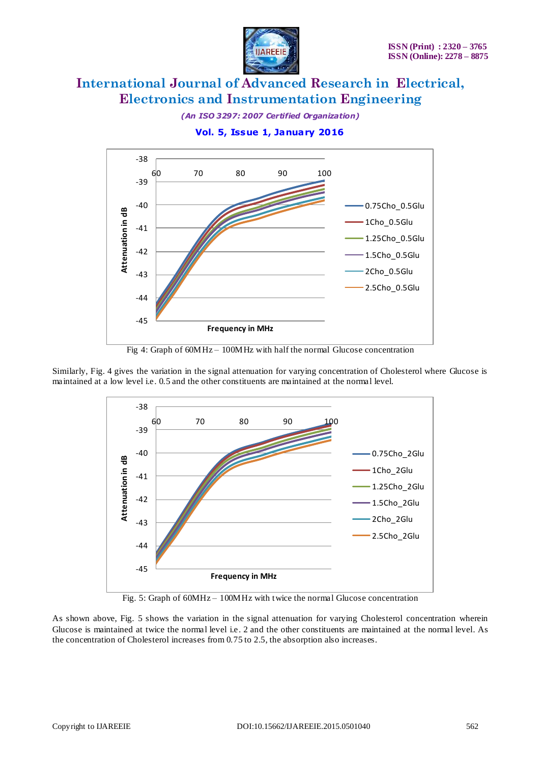Fig 4: Graph of 60MHz – 100MHz with half the normal Glucose concentration

Similarly, Fig. 4 gives the variation in the signal attenuation for varying concentration of Cholesterol where Glucose is maintained at a low level i.e. 0.5 and the other constituents are maintained at the normal level.

Fig. 5: Graph of 60MHz – 100MHz with twice the normal Glucose concentration

As shown above, Fig. 5 shows the variation in the signal attenuation for varying Cholesterol concentration wherein Glucose is maintained at twice the normal level i.e. 2 and the other constituents are maintained at the normal level. As the concentration of Cholesterol increases from 0.75 to 2.5, the absorption also increases.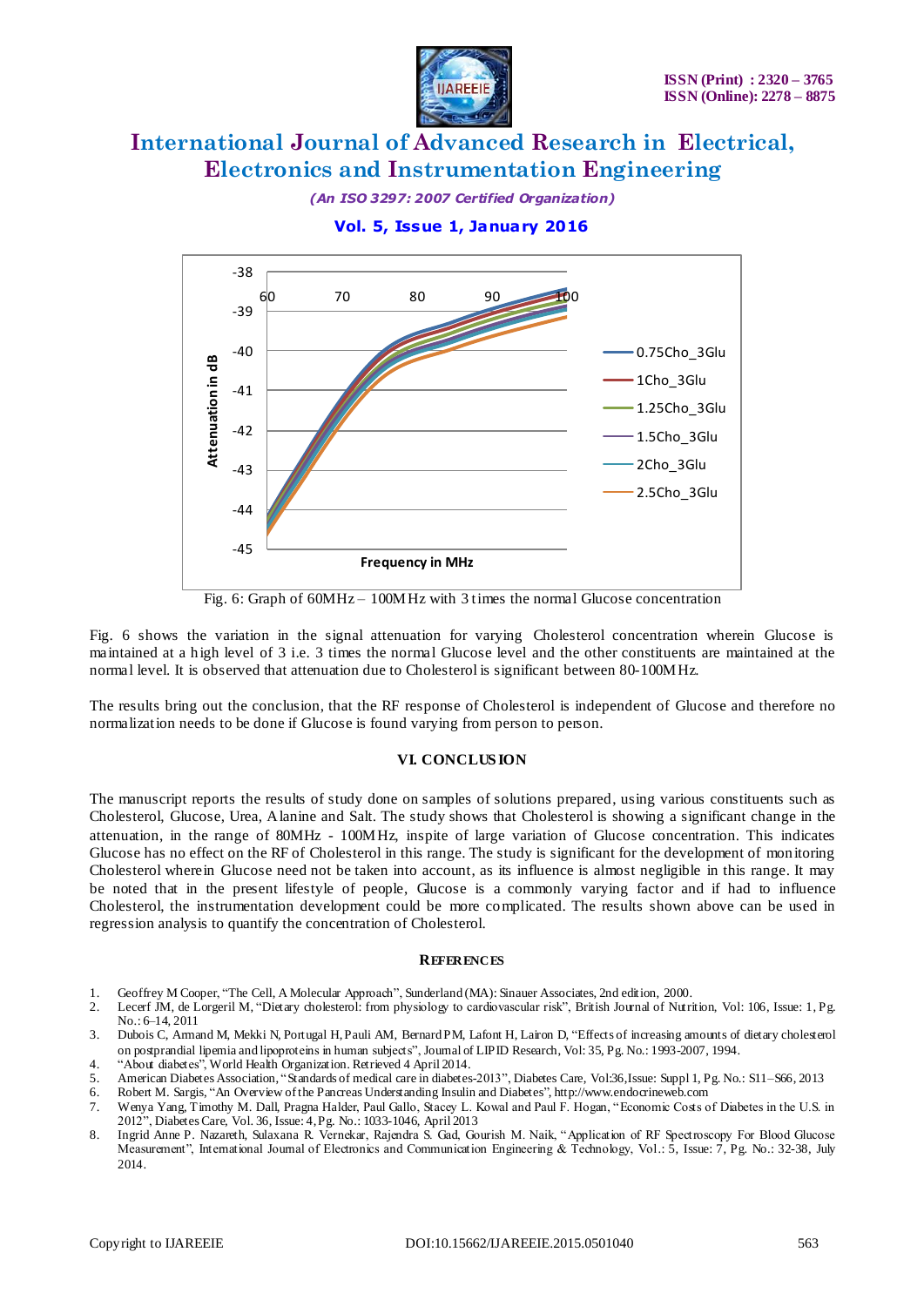Fig. 6: Graph of 60MHz – 100MHz with 3 times the normal Glucose concentration

Fig. 6 shows the variation in the signal attenuation for varying Cholesterol concentration wherein Glucose is maintained at a high level of 3 i.e. 3 times the normal Glucose level and the other constituents are maintained at the normal level. It is observed that attenuation due to Cholesterol is significant between 80-100MHz.

The results bring out the conclusion, that the RF response of Cholesterol is independent of Glucose and therefore no normalization needs to be done if Glucose is found varying from person to person.

## VI. CONCLUSION

The manuscript reports the results of study done on samples of solutions prepared, using various constituents such as Cholesterol, Glucose, Urea, Alanine and Salt. The study shows that Cholesterol is showing a significant change in the attenuation, in the range of 80MHz - 100MHz, inspite of large variation of Glucose concentration. This indicates Glucose has no effect on the RF of Cholesterol in this range. The study is significant for the development of monitoring Cholesterol wherein Glucose need not be taken into account, as its influence is almost negligible in this range. It may be noted that in the present lifestyle of people, Glucose is a commonly varying factor and if had to influence Cholesterol, the instrumentation development could be more complicated. The results shown above can be used in regression analysis to quantify the concentration of Cholesterol.

## REFERENCES

1. Geoffrey M Cooper, "The Cell, A Molecular Approach", Sunderland (MA): Sinauer Associates, 2nd edition, 2000.
2. Lecerf JM, de Lorgeril M, "Dietary cholesterol: from physiology to cardiovascular risk", British Journal of Nutrition, Vol: 106, Issue: 1, Pg. No.: 6–14, 2011
3. Dubois C, Armand M, Mekki N, Portugal H, Pauli AM, Bernard PM, Lafont H, Lairon D, "Effects of increasing amounts of dietary cholesterol on postprandial lipemia and lipoproteins in human subjects", Journal of LIPID Research, Vol: 35, Pg. No.: 1993-2007, 1994.
4. "About diabetes", World Health Organization. Retrieved 4 April 2014.
5. American Diabetes Association, "Standards of medical care in diabetes-2013", Diabetes Care, Vol:36, Issue: Suppl 1, Pg. No.: S11–S66, 2013
6. Robert M. Sargis, "An Overview of the Pancreas Understanding Insulin and Diabetes", http://www.endocrineweb.com
7. Wenya Yang, Timothy M. Dall, Pragna Halder, Paul Gallo, Stacey L. Kowal and Paul F. Hogan, "Economic Costs of Diabetes in the U.S. in 2012", Diabetes Care, Vol. 36, Issue: 4, Pg. No.: 1033-1046, April 2013
8. Ingrid Anne P. Nazareth, Sulaxana R. Vernekar, Rajendra S. Gad, Gourish M. Naik, "Application of RF Spectroscopy For Blood Glucose Measurement", International Journal of Electronics and Communication Engineering & Technology, Vol.: 5, Issue: 7, Pg. No.: 32-38, July 2014.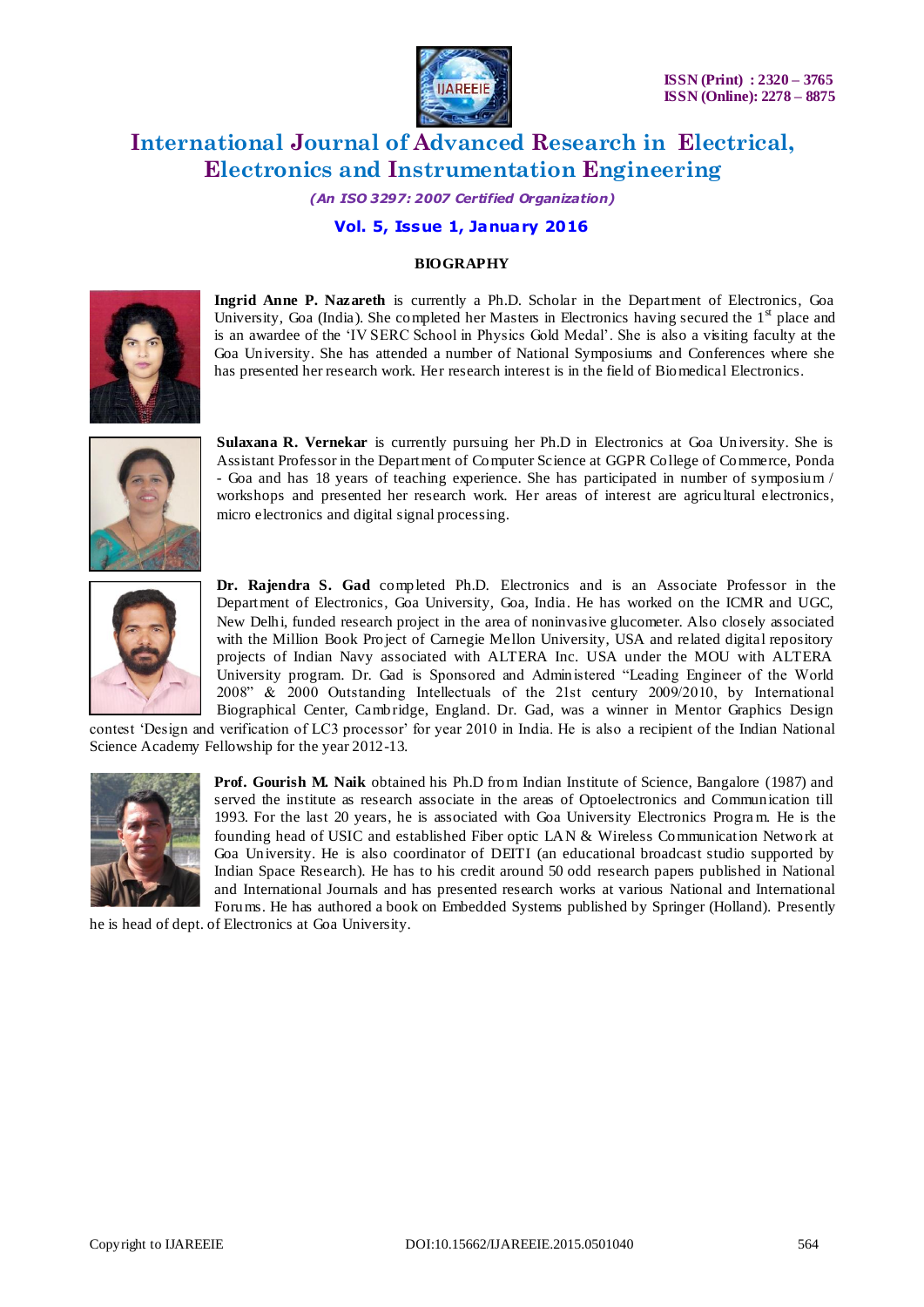**BIOGRAPHY**

**Ingrid Anne P. Nazareth** is currently a Ph.D. Scholar in the Department of Electronics, Goa University, Goa (India). She completed her Masters in Electronics having secured the 1[st] place and is an awardee of the 'IV SERC School in Physics Gold Medal'. She is also a visiting faculty at the Goa University. She has attended a number of National Symposiums and Conferences where she has presented her research work. Her research interest is in the field of Biomedical Electronics.

**Sulaxana R. Vernekar** is currently pursuing her Ph.D in Electronics at Goa University. She is Assistant Professor in the Department of Computer Science at GGPR College of Commerce, Ponda - Goa and has 18 years of teaching experience. She has participated in number of symposium / workshops and presented her research work. Her areas of interest are agricultural electronics, micro electronics and digital signal processing.

**Dr. Rajendra S. Gad** completed Ph.D. Electronics and is an Associate Professor in the Department of Electronics, Goa University, Goa, India. He has worked on the ICMR and UGC, New Delhi, funded research project in the area of noninvasive glucometer. Also closely associated with the Million Book Project of Carnegie Mellon University, USA and related digital repository projects of Indian Navy associated with ALTERA Inc. USA under the MOU with ALTERA University program. Dr. Gad is Sponsored and Administered "Leading Engineer of the World 2008" & 2000 Outstanding Intellectuals of the 21st century 2009/2010, by International Biographical Center, Cambridge, England. Dr. Gad, was a winner in Mentor Graphics Design contest 'Design and verification of LC3 processor' for year 2010 in India. He is also a recipient of the Indian National Science Academy Fellowship for the year 2012-13.

**Prof. Gourish M. Naik** obtained his Ph.D from Indian Institute of Science, Bangalore (1987) and served the institute as research associate in the areas of Optoelectronics and Communication till 1993. For the last 20 years, he is associated with Goa University Electronics Program. He is the founding head of USIC and established Fiber optic LAN & Wireless Communication Network at Goa University. He is also coordinator of DEITI (an educational broadcast studio supported by Indian Space Research). He has to his credit around 50 odd research papers published in National and International Journals and has presented research works at various National and International Forums. He has authored a book on Embedded Systems published by Springer (Holland). Presently he is head of dept. of Electronics at Goa University.